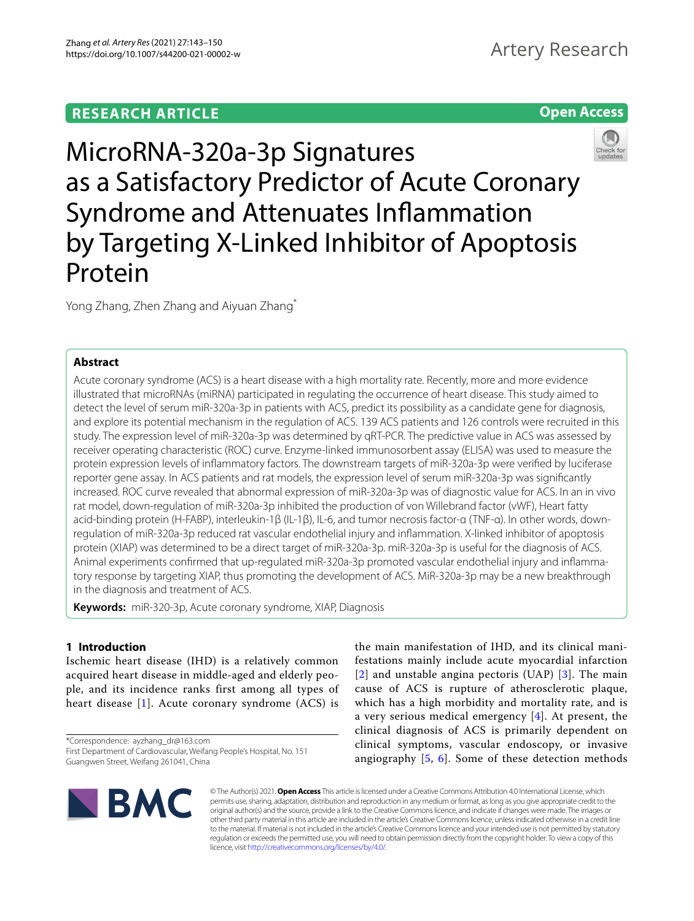RESEARCH ARTICLE

Open Access

# MicroRNA-320a-3p Signatures as a Satisfactory Predictor of Acute Coronary Syndrome and Attenuates Inflammation by Targeting X-Linked Inhibitor of Apoptosis Protein

Yong Zhang, Zhen Zhang and Aiyuan Zhang*

## Abstract

Acute coronary syndrome (ACS) is a heart disease with a high mortality rate. Recently, more and more evidence illustrated that microRNAs (miRNA) participated in regulating the occurrence of heart disease. This study aimed to detect the level of serum miR-320a-3p in patients with ACS, predict its possibility as a candidate gene for diagnosis, and explore its potential mechanism in the regulation of ACS. 139 ACS patients and 126 controls were recruited in this study. The expression level of miR-320a-3p was determined by qRT-PCR. The predictive value in ACS was assessed by receiver operating characteristic (ROC) curve. Enzyme-linked immunosorbent assay (ELISA) was used to measure the protein expression levels of inflammatory factors. The downstream targets of miR-320a-3p were verified by luciferase reporter gene assay. In ACS patients and rat models, the expression level of serum miR-320a-3p was significantly increased. ROC curve revealed that abnormal expression of miR-320a-3p was of diagnostic value for ACS. In an in vivo rat model, down-regulation of miR-320a-3p inhibited the production of von Willebrand factor (vWF), Heart fatty acid-binding protein (H-FABP), interleukin-1β (IL-1β), IL-6, and tumor necrosis factor-α (TNF-α). In other words, down-regulation of miR-320a-3p reduced rat vascular endothelial injury and inflammation. X-linked inhibitor of apoptosis protein (XIAP) was determined to be a direct target of miR-320a-3p. miR-320a-3p is useful for the diagnosis of ACS. Animal experiments confirmed that up-regulated miR-320a-3p promoted vascular endothelial injury and inflammatory response by targeting XIAP, thus promoting the development of ACS. MiR-320a-3p may be a new breakthrough in the diagnosis and treatment of ACS.

**Keywords:** miR-320-3p, Acute coronary syndrome, XIAP, Diagnosis

## 1 Introduction

Ischemic heart disease (IHD) is a relatively common acquired heart disease in middle-aged and elderly people, and its incidence ranks first among all types of heart disease [1]. Acute coronary syndrome (ACS) is the main manifestation of IHD, and its clinical manifestations mainly include acute myocardial infarction [2] and unstable angina pectoris (UAP) [3]. The main cause of ACS is rupture of atherosclerotic plaque, which has a high morbidity and mortality rate, and is a very serious medical emergency [4]. At present, the clinical diagnosis of ACS is primarily dependent on clinical symptoms, vascular endoscopy, or invasive angiography [5, 6]. Some of these detection methods

*Correspondence: ayzhang_dr@163.com
First Department of Cardiovascular, Weifang People's Hospital, No. 151 Guangwen Street, Weifang 261041, China

© The Author(s) 2021. **Open Access** This article is licensed under a Creative Commons Attribution 4.0 International License, which permits use, sharing, adaptation, distribution and reproduction in any medium or format, as long as you give appropriate credit to the original author(s) and the source, provide a link to the Creative Commons licence, and indicate if changes were made. The images or other third party material in this article are included in the article's Creative Commons licence, unless indicated otherwise in a credit line to the material. If material is not included in the article's Creative Commons licence and your intended use is not permitted by statutory regulation or exceeds the permitted use, you will need to obtain permission directly from the copyright holder. To view a copy of this licence, visit http://creativecommons.org/licenses/by/4.0/.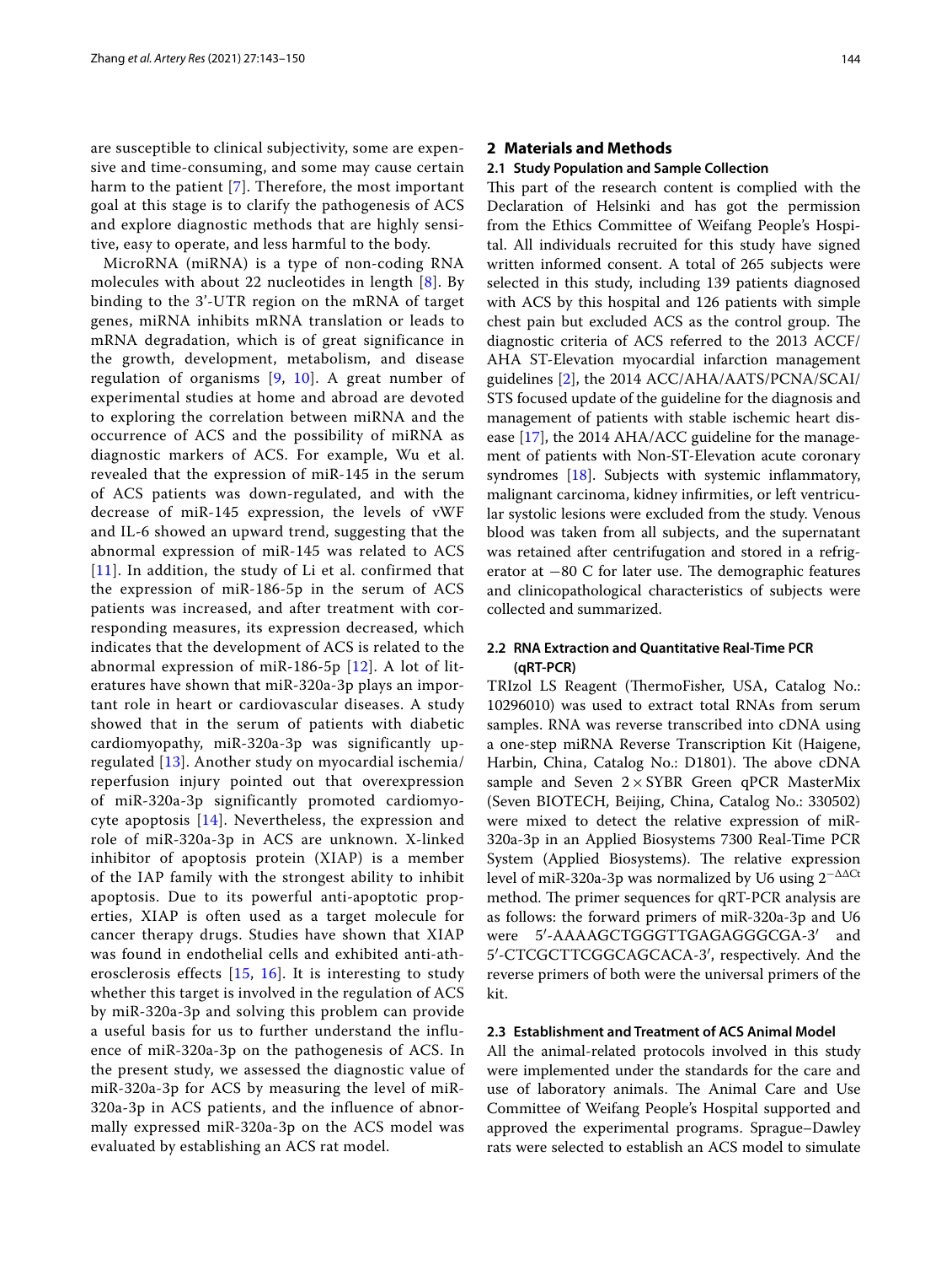are susceptible to clinical subjectivity, some are expensive and time-consuming, and some may cause certain harm to the patient [7]. Therefore, the most important goal at this stage is to clarify the pathogenesis of ACS and explore diagnostic methods that are highly sensitive, easy to operate, and less harmful to the body.

MicroRNA (miRNA) is a type of non-coding RNA molecules with about 22 nucleotides in length [8]. By binding to the 3'-UTR region on the mRNA of target genes, miRNA inhibits mRNA translation or leads to mRNA degradation, which is of great significance in the growth, development, metabolism, and disease regulation of organisms [9, 10]. A great number of experimental studies at home and abroad are devoted to exploring the correlation between miRNA and the occurrence of ACS and the possibility of miRNA as diagnostic markers of ACS. For example, Wu et al. revealed that the expression of miR-145 in the serum of ACS patients was down-regulated, and with the decrease of miR-145 expression, the levels of vWF and IL-6 showed an upward trend, suggesting that the abnormal expression of miR-145 was related to ACS [11]. In addition, the study of Li et al. confirmed that the expression of miR-186-5p in the serum of ACS patients was increased, and after treatment with corresponding measures, its expression decreased, which indicates that the development of ACS is related to the abnormal expression of miR-186-5p [12]. A lot of literatures have shown that miR-320a-3p plays an important role in heart or cardiovascular diseases. A study showed that in the serum of patients with diabetic cardiomyopathy, miR-320a-3p was significantly up-regulated [13]. Another study on myocardial ischemia/reperfusion injury pointed out that overexpression of miR-320a-3p significantly promoted cardiomyocyte apoptosis [14]. Nevertheless, the expression and role of miR-320a-3p in ACS are unknown. X-linked inhibitor of apoptosis protein (XIAP) is a member of the IAP family with the strongest ability to inhibit apoptosis. Due to its powerful anti-apoptotic properties, XIAP is often used as a target molecule for cancer therapy drugs. Studies have shown that XIAP was found in endothelial cells and exhibited anti-atherosclerosis effects [15, 16]. It is interesting to study whether this target is involved in the regulation of ACS by miR-320a-3p and solving this problem can provide a useful basis for us to further understand the influence of miR-320a-3p on the pathogenesis of ACS. In the present study, we assessed the diagnostic value of miR-320a-3p for ACS by measuring the level of miR-320a-3p in ACS patients, and the influence of abnormally expressed miR-320a-3p on the ACS model was evaluated by establishing an ACS rat model.

## 2 Materials and Methods

### 2.1 Study Population and Sample Collection

This part of the research content is complied with the Declaration of Helsinki and has got the permission from the Ethics Committee of Weifang People's Hospital. All individuals recruited for this study have signed written informed consent. A total of 265 subjects were selected in this study, including 139 patients diagnosed with ACS by this hospital and 126 patients with simple chest pain but excluded ACS as the control group. The diagnostic criteria of ACS referred to the 2013 ACCF/AHA ST-Elevation myocardial infarction management guidelines [2], the 2014 ACC/AHA/AATS/PCNA/SCAI/STS focused update of the guideline for the diagnosis and management of patients with stable ischemic heart disease [17], the 2014 AHA/ACC guideline for the management of patients with Non-ST-Elevation acute coronary syndromes [18]. Subjects with systemic inflammatory, malignant carcinoma, kidney infirmities, or left ventricular systolic lesions were excluded from the study. Venous blood was taken from all subjects, and the supernatant was retained after centrifugation and stored in a refrigerator at −80 C for later use. The demographic features and clinicopathological characteristics of subjects were collected and summarized.

### 2.2 RNA Extraction and Quantitative Real-Time PCR (qRT-PCR)

TRIzol LS Reagent (ThermoFisher, USA, Catalog No.: 10296010) was used to extract total RNAs from serum samples. RNA was reverse transcribed into cDNA using a one-step miRNA Reverse Transcription Kit (Haigene, Harbin, China, Catalog No.: D1801). The above cDNA sample and Seven $2\times$SYBR Green qPCR MasterMix (Seven BIOTECH, Beijing, China, Catalog No.: 330502) were mixed to detect the relative expression of miR-320a-3p in an Applied Biosystems 7300 Real-Time PCR System (Applied Biosystems). The relative expression level of miR-320a-3p was normalized by U6 using $2^{-\Delta\Delta Ct}$ method. The primer sequences for qRT-PCR analysis are as follows: the forward primers of miR-320a-3p and U6 were 5′-AAAAGCTGGGTTGAGAGGGCGA-3′ and 5′-CTCGCTTCGGCAGCACA-3′, respectively. And the reverse primers of both were the universal primers of the kit.

### 2.3 Establishment and Treatment of ACS Animal Model

All the animal-related protocols involved in this study were implemented under the standards for the care and use of laboratory animals. The Animal Care and Use Committee of Weifang People's Hospital supported and approved the experimental programs. Sprague–Dawley rats were selected to establish an ACS model to simulate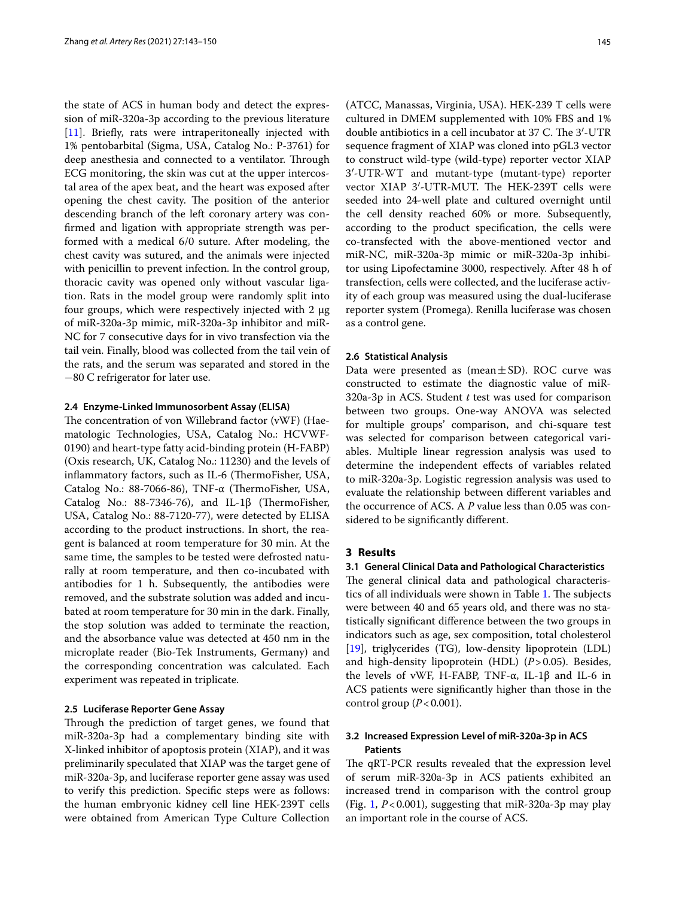the state of ACS in human body and detect the expression of miR-320a-3p according to the previous literature [11]. Briefly, rats were intraperitoneally injected with 1% pentobarbital (Sigma, USA, Catalog No.: P-3761) for deep anesthesia and connected to a ventilator. Through ECG monitoring, the skin was cut at the upper intercostal area of the apex beat, and the heart was exposed after opening the chest cavity. The position of the anterior descending branch of the left coronary artery was confirmed and ligation with appropriate strength was performed with a medical 6/0 suture. After modeling, the chest cavity was sutured, and the animals were injected with penicillin to prevent infection. In the control group, thoracic cavity was opened only without vascular ligation. Rats in the model group were randomly split into four groups, which were respectively injected with 2 μg of miR-320a-3p mimic, miR-320a-3p inhibitor and miR-NC for 7 consecutive days for in vivo transfection via the tail vein. Finally, blood was collected from the tail vein of the rats, and the serum was separated and stored in the −80 C refrigerator for later use.

### 2.4 Enzyme-Linked Immunosorbent Assay (ELISA)

The concentration of von Willebrand factor (vWF) (Haematologic Technologies, USA, Catalog No.: HCVWF-0190) and heart-type fatty acid-binding protein (H-FABP) (Oxis research, UK, Catalog No.: 11230) and the levels of inflammatory factors, such as IL-6 (ThermoFisher, USA, Catalog No.: 88-7066-86), TNF-α (ThermoFisher, USA, Catalog No.: 88-7346-76), and IL-1β (ThermoFisher, USA, Catalog No.: 88-7120-77), were detected by ELISA according to the product instructions. In short, the reagent is balanced at room temperature for 30 min. At the same time, the samples to be tested were defrosted naturally at room temperature, and then co-incubated with antibodies for 1 h. Subsequently, the antibodies were removed, and the substrate solution was added and incubated at room temperature for 30 min in the dark. Finally, the stop solution was added to terminate the reaction, and the absorbance value was detected at 450 nm in the microplate reader (Bio-Tek Instruments, Germany) and the corresponding concentration was calculated. Each experiment was repeated in triplicate.

### 2.5 Luciferase Reporter Gene Assay

Through the prediction of target genes, we found that miR-320a-3p had a complementary binding site with X-linked inhibitor of apoptosis protein (XIAP), and it was preliminarily speculated that XIAP was the target gene of miR-320a-3p, and luciferase reporter gene assay was used to verify this prediction. Specific steps were as follows: the human embryonic kidney cell line HEK-239T cells were obtained from American Type Culture Collection (ATCC, Manassas, Virginia, USA). HEK-239 T cells were cultured in DMEM supplemented with 10% FBS and 1% double antibiotics in a cell incubator at 37 C. The 3′-UTR sequence fragment of XIAP was cloned into pGL3 vector to construct wild-type (wild-type) reporter vector XIAP 3′-UTR-WT and mutant-type (mutant-type) reporter vector XIAP 3′-UTR-MUT. The HEK-239T cells were seeded into 24-well plate and cultured overnight until the cell density reached 60% or more. Subsequently, according to the product specification, the cells were co-transfected with the above-mentioned vector and miR-NC, miR-320a-3p mimic or miR-320a-3p inhibitor using Lipofectamine 3000, respectively. After 48 h of transfection, cells were collected, and the luciferase activity of each group was measured using the dual-luciferase reporter system (Promega). Renilla luciferase was chosen as a control gene.

### 2.6 Statistical Analysis

Data were presented as (mean ± SD). ROC curve was constructed to estimate the diagnostic value of miR-320a-3p in ACS. Student *t* test was used for comparison between two groups. One-way ANOVA was selected for multiple groups' comparison, and chi-square test was selected for comparison between categorical variables. Multiple linear regression analysis was used to determine the independent effects of variables related to miR-320a-3p. Logistic regression analysis was used to evaluate the relationship between different variables and the occurrence of ACS. A *P* value less than 0.05 was considered to be significantly different.

## 3 Results

### 3.1 General Clinical Data and Pathological Characteristics

The general clinical data and pathological characteristics of all individuals were shown in Table 1. The subjects were between 40 and 65 years old, and there was no statistically significant difference between the two groups in indicators such as age, sex composition, total cholesterol [19], triglycerides (TG), low-density lipoprotein (LDL) and high-density lipoprotein (HDL) ($P > 0.05$). Besides, the levels of vWF, H-FABP, TNF-α, IL-1β and IL-6 in ACS patients were significantly higher than those in the control group ($P < 0.001$).

### 3.2 Increased Expression Level of miR-320a-3p in ACS Patients

The qRT-PCR results revealed that the expression level of serum miR-320a-3p in ACS patients exhibited an increased trend in comparison with the control group (Fig. 1, $P < 0.001$), suggesting that miR-320a-3p may play an important role in the course of ACS.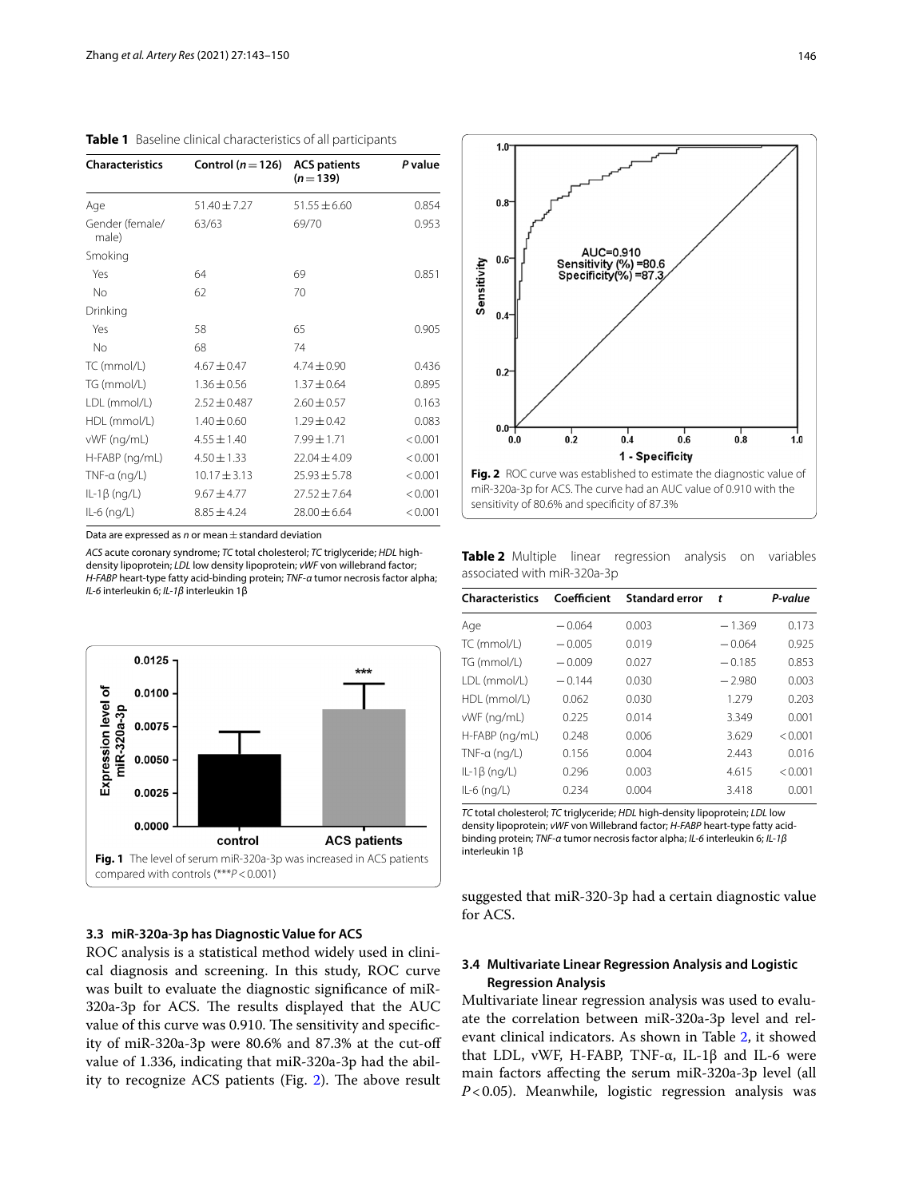**Table 1** Baseline clinical characteristics of all participants

| Characteristics | Control ($n=126$) | ACS patients ($n=139$) | *P* value |
|---|---|---|---|
| Age | 51.40 ± 7.27 | 51.55 ± 6.60 | 0.854 |
| Gender (female/male) | 63/63 | 69/70 | 0.953 |
| Smoking | | | |
| Yes | 64 | 69 | 0.851 |
| No | 62 | 70 | |
| Drinking | | | |
| Yes | 58 | 65 | 0.905 |
| No | 68 | 74 | |
| TC (mmol/L) | 4.67 ± 0.47 | 4.74 ± 0.90 | 0.436 |
| TG (mmol/L) | 1.36 ± 0.56 | 1.37 ± 0.64 | 0.895 |
| LDL (mmol/L) | 2.52 ± 0.487 | 2.60 ± 0.57 | 0.163 |
| HDL (mmol/L) | 1.40 ± 0.60 | 1.29 ± 0.42 | 0.083 |
| vWF (ng/mL) | 4.55 ± 1.40 | 7.99 ± 1.71 | < 0.001 |
| H-FABP (ng/mL) | 4.50 ± 1.33 | 22.04 ± 4.09 | < 0.001 |
| TNF-α (ng/L) | 10.17 ± 3.13 | 25.93 ± 5.78 | < 0.001 |
| IL-1β (ng/L) | 9.67 ± 4.77 | 27.52 ± 7.64 | < 0.001 |
| IL-6 (ng/L) | 8.85 ± 4.24 | 28.00 ± 6.64 | < 0.001 |

Data are expressed as *n* or mean ± standard deviation

*ACS* acute coronary syndrome; *TC* total cholesterol; *TC* triglyceride; *HDL* high-density lipoprotein; *LDL* low density lipoprotein; *vWF* von willebrand factor; *H-FABP* heart-type fatty acid-binding protein; *TNF-α* tumor necrosis factor alpha; *IL-6* interleukin 6; *IL-1β* interleukin 1β

**Fig. 1** The level of serum miR-320a-3p was increased in ACS patients compared with controls (***$P<0.001$)

### 3.3 miR-320a-3p has Diagnostic Value for ACS

ROC analysis is a statistical method widely used in clinical diagnosis and screening. In this study, ROC curve was built to evaluate the diagnostic significance of miR-320a-3p for ACS. The results displayed that the AUC value of this curve was 0.910. The sensitivity and specificity of miR-320a-3p were 80.6% and 87.3% at the cut-off value of 1.336, indicating that miR-320a-3p had the ability to recognize ACS patients (Fig. 2). The above result suggested that miR-320-3p had a certain diagnostic value for ACS.

**Fig. 2** ROC curve was established to estimate the diagnostic value of miR-320a-3p for ACS. The curve had an AUC value of 0.910 with the sensitivity of 80.6% and specificity of 87.3%

**Table 2** Multiple linear regression analysis on variables associated with miR-320a-3p

| Characteristics | Coefficient | Standard error | *t* | *P-value* |
|---|---|---|---|---|
| Age | −0.064 | 0.003 | −1.369 | 0.173 |
| TC (mmol/L) | −0.005 | 0.019 | −0.064 | 0.925 |
| TG (mmol/L) | −0.009 | 0.027 | −0.185 | 0.853 |
| LDL (mmol/L) | −0.144 | 0.030 | −2.980 | 0.003 |
| HDL (mmol/L) | 0.062 | 0.030 | 1.279 | 0.203 |
| vWF (ng/mL) | 0.225 | 0.014 | 3.349 | 0.001 |
| H-FABP (ng/mL) | 0.248 | 0.006 | 3.629 | < 0.001 |
| TNF-α (ng/L) | 0.156 | 0.004 | 2.443 | 0.016 |
| IL-1β (ng/L) | 0.296 | 0.003 | 4.615 | < 0.001 |
| IL-6 (ng/L) | 0.234 | 0.004 | 3.418 | 0.001 |

*TC* total cholesterol; *TC* triglyceride; *HDL* high-density lipoprotein; *LDL* low density lipoprotein; *vWF* von Willebrand factor; *H-FABP* heart-type fatty acid-binding protein; *TNF-α* tumor necrosis factor alpha; *IL-6* interleukin 6; *IL-1β* interleukin 1β

### 3.4 Multivariate Linear Regression Analysis and Logistic Regression Analysis

Multivariate linear regression analysis was used to evaluate the correlation between miR-320a-3p level and relevant clinical indicators. As shown in Table 2, it showed that LDL, vWF, H-FABP, TNF-α, IL-1β and IL-6 were main factors affecting the serum miR-320a-3p level (all $P<0.05$). Meanwhile, logistic regression analysis was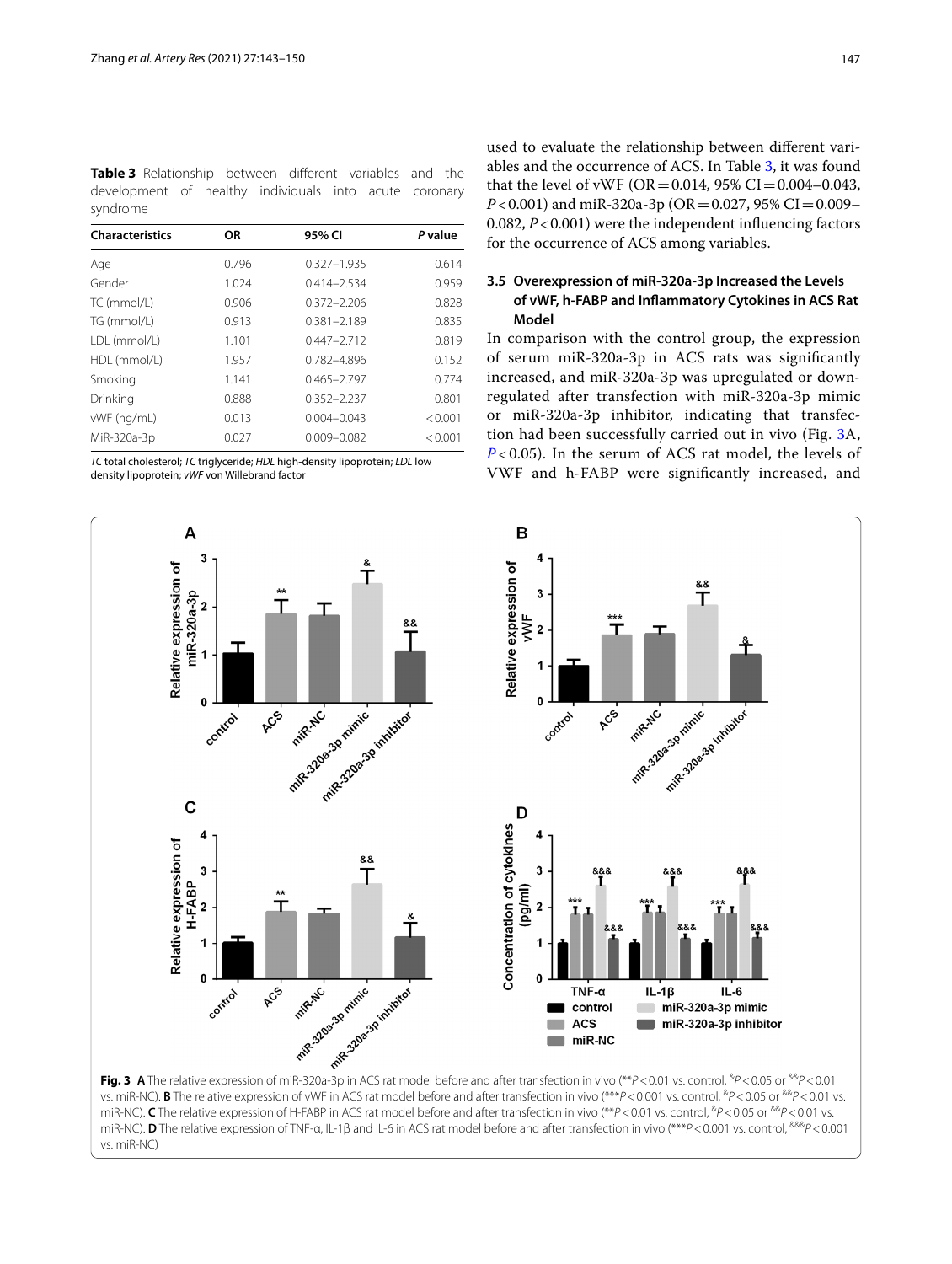**Table 3** Relationship between different variables and the development of healthy individuals into acute coronary syndrome

| Characteristics | OR | 95% CI | *P* value |
|---|---|---|---|
| Age | 0.796 | 0.327–1.935 | 0.614 |
| Gender | 1.024 | 0.414–2.534 | 0.959 |
| TC (mmol/L) | 0.906 | 0.372–2.206 | 0.828 |
| TG (mmol/L) | 0.913 | 0.381–2.189 | 0.835 |
| LDL (mmol/L) | 1.101 | 0.447–2.712 | 0.819 |
| HDL (mmol/L) | 1.957 | 0.782–4.896 | 0.152 |
| Smoking | 1.141 | 0.465–2.797 | 0.774 |
| Drinking | 0.888 | 0.352–2.237 | 0.801 |
| vWF (ng/mL) | 0.013 | 0.004–0.043 | <0.001 |
| MiR-320a-3p | 0.027 | 0.009–0.082 | <0.001 |

*TC* total cholesterol; *TC* triglyceride; *HDL* high-density lipoprotein; *LDL* low density lipoprotein; *vWF* von Willebrand factor

used to evaluate the relationship between different variables and the occurrence of ACS. In Table 3, it was found that the level of vWF (OR = 0.014, 95% CI = 0.004–0.043, $P<0.001$) and miR-320a-3p (OR = 0.027, 95% CI = 0.009–0.082, $P<0.001$) were the independent influencing factors for the occurrence of ACS among variables.

### 3.5 Overexpression of miR-320a-3p Increased the Levels of vWF, h-FABP and Inflammatory Cytokines in ACS Rat Model

In comparison with the control group, the expression of serum miR-320a-3p in ACS rats was significantly increased, and miR-320a-3p was upregulated or downregulated after transfection with miR-320a-3p mimic or miR-320a-3p inhibitor, indicating that transfection had been successfully carried out in vivo (Fig. 3A, $P<0.05$). In the serum of ACS rat model, the levels of VWF and h-FABP were significantly increased, and

**Fig. 3** **A** The relative expression of miR-320a-3p in ACS rat model before and after transfection in vivo (**$P<0.01$ vs. control, &$P<0.05$ or &&$P<0.01$ vs. miR-NC). **B** The relative expression of vWF in ACS rat model before and after transfection in vivo (***$P<0.001$ vs. control, &$P<0.05$ or &&$P<0.01$ vs. miR-NC). **C** The relative expression of H-FABP in ACS rat model before and after transfection in vivo (**$P<0.01$ vs. control, &$P<0.05$ or &&$P<0.01$ vs. miR-NC). **D** The relative expression of TNF-α, IL-1β and IL-6 in ACS rat model before and after transfection in vivo (***$P<0.001$ vs. control, &&&$P<0.001$ vs. miR-NC)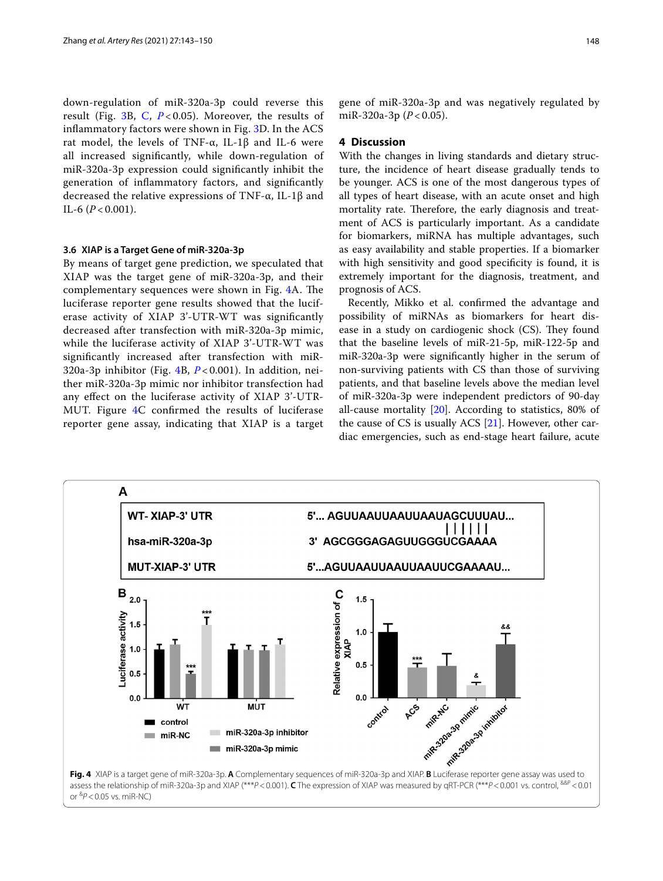down-regulation of miR-320a-3p could reverse this result (Fig. 3B, C, $P<0.05$). Moreover, the results of inflammatory factors were shown in Fig. 3D. In the ACS rat model, the levels of TNF-α, IL-1β and IL-6 were all increased significantly, while down-regulation of miR-320a-3p expression could significantly inhibit the generation of inflammatory factors, and significantly decreased the relative expressions of TNF-α, IL-1β and IL-6 ($P<0.001$).

### 3.6 XIAP is a Target Gene of miR-320a-3p

By means of target gene prediction, we speculated that XIAP was the target gene of miR-320a-3p, and their complementary sequences were shown in Fig. 4A. The luciferase reporter gene results showed that the luciferase activity of XIAP 3'-UTR-WT was significantly decreased after transfection with miR-320a-3p mimic, while the luciferase activity of XIAP 3'-UTR-WT was significantly increased after transfection with miR-320a-3p inhibitor (Fig. 4B, $P<0.001$). In addition, neither miR-320a-3p mimic nor inhibitor transfection had any effect on the luciferase activity of XIAP 3'-UTR-MUT. Figure 4C confirmed the results of luciferase reporter gene assay, indicating that XIAP is a target gene of miR-320a-3p and was negatively regulated by miR-320a-3p ($P<0.05$).

## 4 Discussion

With the changes in living standards and dietary structure, the incidence of heart disease gradually tends to be younger. ACS is one of the most dangerous types of all types of heart disease, with an acute onset and high mortality rate. Therefore, the early diagnosis and treatment of ACS is particularly important. As a candidate for biomarkers, miRNA has multiple advantages, such as easy availability and stable properties. If a biomarker with high sensitivity and good specificity is found, it is extremely important for the diagnosis, treatment, and prognosis of ACS.

Recently, Mikko et al. confirmed the advantage and possibility of miRNAs as biomarkers for heart disease in a study on cardiogenic shock (CS). They found that the baseline levels of miR-21-5p, miR-122-5p and miR-320a-3p were significantly higher in the serum of non-surviving patients with CS than those of surviving patients, and that baseline levels above the median level of miR-320a-3p were independent predictors of 90-day all-cause mortality [20]. According to statistics, 80% of the cause of CS is usually ACS [21]. However, other cardiac emergencies, such as end-stage heart failure, acute

**Fig. 4** XIAP is a target gene of miR-320a-3p. **A** Complementary sequences of miR-320a-3p and XIAP. **B** Luciferase reporter gene assay was used to assess the relationship of miR-320a-3p and XIAP (***$P<0.001$). **C** The expression of XIAP was measured by qRT-PCR (***$P<0.001$ vs. control, &&$P<0.01$ or &$P<0.05$ vs. miR-NC)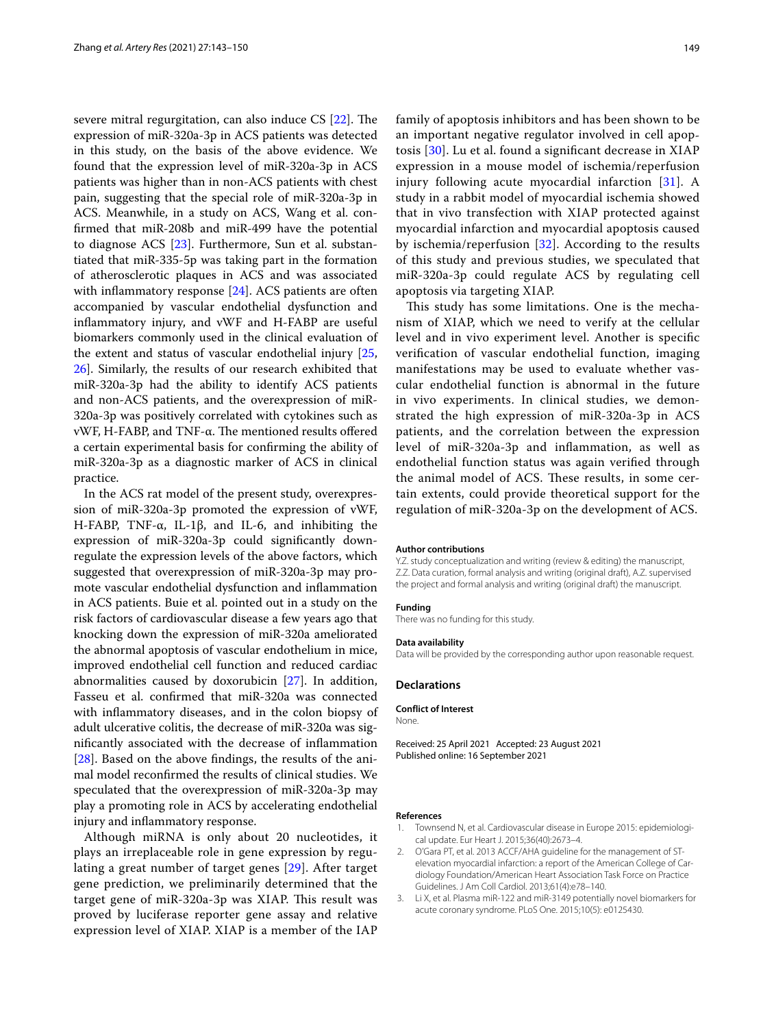severe mitral regurgitation, can also induce CS [22]. The expression of miR-320a-3p in ACS patients was detected in this study, on the basis of the above evidence. We found that the expression level of miR-320a-3p in ACS patients was higher than in non-ACS patients with chest pain, suggesting that the special role of miR-320a-3p in ACS. Meanwhile, in a study on ACS, Wang et al. confirmed that miR-208b and miR-499 have the potential to diagnose ACS [23]. Furthermore, Sun et al. substantiated that miR-335-5p was taking part in the formation of atherosclerotic plaques in ACS and was associated with inflammatory response [24]. ACS patients are often accompanied by vascular endothelial dysfunction and inflammatory injury, and vWF and H-FABP are useful biomarkers commonly used in the clinical evaluation of the extent and status of vascular endothelial injury [25, 26]. Similarly, the results of our research exhibited that miR-320a-3p had the ability to identify ACS patients and non-ACS patients, and the overexpression of miR-320a-3p was positively correlated with cytokines such as vWF, H-FABP, and TNF-α. The mentioned results offered a certain experimental basis for confirming the ability of miR-320a-3p as a diagnostic marker of ACS in clinical practice.

In the ACS rat model of the present study, overexpression of miR-320a-3p promoted the expression of vWF, H-FABP, TNF-α, IL-1β, and IL-6, and inhibiting the expression of miR-320a-3p could significantly downregulate the expression levels of the above factors, which suggested that overexpression of miR-320a-3p may promote vascular endothelial dysfunction and inflammation in ACS patients. Buie et al. pointed out in a study on the risk factors of cardiovascular disease a few years ago that knocking down the expression of miR-320a ameliorated the abnormal apoptosis of vascular endothelium in mice, improved endothelial cell function and reduced cardiac abnormalities caused by doxorubicin [27]. In addition, Fasseu et al. confirmed that miR-320a was connected with inflammatory diseases, and in the colon biopsy of adult ulcerative colitis, the decrease of miR-320a was significantly associated with the decrease of inflammation [28]. Based on the above findings, the results of the animal model reconfirmed the results of clinical studies. We speculated that the overexpression of miR-320a-3p may play a promoting role in ACS by accelerating endothelial injury and inflammatory response.

Although miRNA is only about 20 nucleotides, it plays an irreplaceable role in gene expression by regulating a great number of target genes [29]. After target gene prediction, we preliminarily determined that the target gene of miR-320a-3p was XIAP. This result was proved by luciferase reporter gene assay and relative expression level of XIAP. XIAP is a member of the IAP family of apoptosis inhibitors and has been shown to be an important negative regulator involved in cell apoptosis [30]. Lu et al. found a significant decrease in XIAP expression in a mouse model of ischemia/reperfusion injury following acute myocardial infarction [31]. A study in a rabbit model of myocardial ischemia showed that in vivo transfection with XIAP protected against myocardial infarction and myocardial apoptosis caused by ischemia/reperfusion [32]. According to the results of this study and previous studies, we speculated that miR-320a-3p could regulate ACS by regulating cell apoptosis via targeting XIAP.

This study has some limitations. One is the mechanism of XIAP, which we need to verify at the cellular level and in vivo experiment level. Another is specific verification of vascular endothelial function, imaging manifestations may be used to evaluate whether vascular endothelial function is abnormal in the future in vivo experiments. In clinical studies, we demonstrated the high expression of miR-320a-3p in ACS patients, and the correlation between the expression level of miR-320a-3p and inflammation, as well as endothelial function status was again verified through the animal model of ACS. These results, in some certain extents, could provide theoretical support for the regulation of miR-320a-3p on the development of ACS.

#### Author contributions

Y.Z. study conceptualization and writing (review & editing) the manuscript, Z.Z. Data curation, formal analysis and writing (original draft), A.Z. supervised the project and formal analysis and writing (original draft) the manuscript.

#### Funding

There was no funding for this study.

#### Data availability

Data will be provided by the corresponding author upon reasonable request.

### Declarations

#### Conflict of Interest

None.

Received: 25 April 2021 Accepted: 23 August 2021
Published online: 16 September 2021

#### References

1. Townsend N, et al. Cardiovascular disease in Europe 2015: epidemiological update. Eur Heart J. 2015;36(40):2673–4.
2. O'Gara PT, et al. 2013 ACCF/AHA guideline for the management of ST-elevation myocardial infarction: a report of the American College of Cardiology Foundation/American Heart Association Task Force on Practice Guidelines. J Am Coll Cardiol. 2013;61(4):e78–140.
3. Li X, et al. Plasma miR-122 and miR-3149 potentially novel biomarkers for acute coronary syndrome. PLoS One. 2015;10(5): e0125430.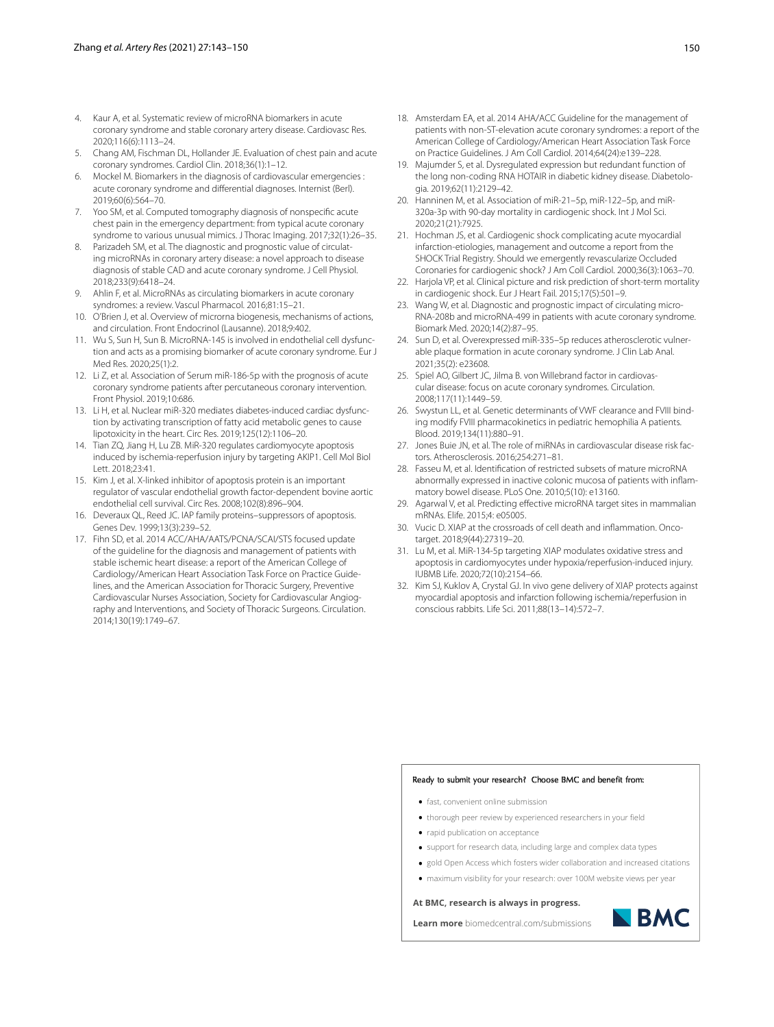4. Kaur A, et al. Systematic review of microRNA biomarkers in acute coronary syndrome and stable coronary artery disease. Cardiovasc Res. 2020;116(6):1113–24.
5. Chang AM, Fischman DL, Hollander JE. Evaluation of chest pain and acute coronary syndromes. Cardiol Clin. 2018;36(1):1–12.
6. Mockel M. Biomarkers in the diagnosis of cardiovascular emergencies : acute coronary syndrome and differential diagnoses. Internist (Berl). 2019;60(6):564–70.
7. Yoo SM, et al. Computed tomography diagnosis of nonspecific acute chest pain in the emergency department: from typical acute coronary syndrome to various unusual mimics. J Thorac Imaging. 2017;32(1):26–35.
8. Parizadeh SM, et al. The diagnostic and prognostic value of circulating microRNAs in coronary artery disease: a novel approach to disease diagnosis of stable CAD and acute coronary syndrome. J Cell Physiol. 2018;233(9):6418–24.
9. Ahlin F, et al. MicroRNAs as circulating biomarkers in acute coronary syndromes: a review. Vascul Pharmacol. 2016;81:15–21.
10. O'Brien J, et al. Overview of microrna biogenesis, mechanisms of actions, and circulation. Front Endocrinol (Lausanne). 2018;9:402.
11. Wu S, Sun H, Sun B. MicroRNA-145 is involved in endothelial cell dysfunction and acts as a promising biomarker of acute coronary syndrome. Eur J Med Res. 2020;25(1):2.
12. Li Z, et al. Association of Serum miR-186-5p with the prognosis of acute coronary syndrome patients after percutaneous coronary intervention. Front Physiol. 2019;10:686.
13. Li H, et al. Nuclear miR-320 mediates diabetes-induced cardiac dysfunction by activating transcription of fatty acid metabolic genes to cause lipotoxicity in the heart. Circ Res. 2019;125(12):1106–20.
14. Tian ZQ, Jiang H, Lu ZB. MiR-320 regulates cardiomyocyte apoptosis induced by ischemia-reperfusion injury by targeting AKIP1. Cell Mol Biol Lett. 2018;23:41.
15. Kim J, et al. X-linked inhibitor of apoptosis protein is an important regulator of vascular endothelial growth factor-dependent bovine aortic endothelial cell survival. Circ Res. 2008;102(8):896–904.
16. Deveraux QL, Reed JC. IAP family proteins–suppressors of apoptosis. Genes Dev. 1999;13(3):239–52.
17. Fihn SD, et al. 2014 ACC/AHA/AATS/PCNA/SCAI/STS focused update of the guideline for the diagnosis and management of patients with stable ischemic heart disease: a report of the American College of Cardiology/American Heart Association Task Force on Practice Guidelines, and the American Association for Thoracic Surgery, Preventive Cardiovascular Nurses Association, Society for Cardiovascular Angiography and Interventions, and Society of Thoracic Surgeons. Circulation. 2014;130(19):1749–67.
18. Amsterdam EA, et al. 2014 AHA/ACC Guideline for the management of patients with non-ST-elevation acute coronary syndromes: a report of the American College of Cardiology/American Heart Association Task Force on Practice Guidelines. J Am Coll Cardiol. 2014;64(24):e139–228.
19. Majumder S, et al. Dysregulated expression but redundant function of the long non-coding RNA HOTAIR in diabetic kidney disease. Diabetologia. 2019;62(11):2129–42.
20. Hanninen M, et al. Association of miR-21–5p, miR-122–5p, and miR-320a-3p with 90-day mortality in cardiogenic shock. Int J Mol Sci. 2020;21(21):7925.
21. Hochman JS, et al. Cardiogenic shock complicating acute myocardial infarction-etiologies, management and outcome a report from the SHOCK Trial Registry. Should we emergently revascularize Occluded Coronaries for cardiogenic shock? J Am Coll Cardiol. 2000;36(3):1063–70.
22. Harjola VP, et al. Clinical picture and risk prediction of short-term mortality in cardiogenic shock. Eur J Heart Fail. 2015;17(5):501–9.
23. Wang W, et al. Diagnostic and prognostic impact of circulating microRNA-208b and microRNA-499 in patients with acute coronary syndrome. Biomark Med. 2020;14(2):87–95.
24. Sun D, et al. Overexpressed miR-335–5p reduces atherosclerotic vulnerable plaque formation in acute coronary syndrome. J Clin Lab Anal. 2021;35(2): e23608.
25. Spiel AO, Gilbert JC, Jilma B. von Willebrand factor in cardiovascular disease: focus on acute coronary syndromes. Circulation. 2008;117(11):1449–59.
26. Swystun LL, et al. Genetic determinants of VWF clearance and FVIII binding modify FVIII pharmacokinetics in pediatric hemophilia A patients. Blood. 2019;134(11):880–91.
27. Jones Buie JN, et al. The role of miRNAs in cardiovascular disease risk factors. Atherosclerosis. 2016;254:271–81.
28. Fasseu M, et al. Identification of restricted subsets of mature microRNA abnormally expressed in inactive colonic mucosa of patients with inflammatory bowel disease. PLoS One. 2010;5(10): e13160.
29. Agarwal V, et al. Predicting effective microRNA target sites in mammalian mRNAs. Elife. 2015;4: e05005.
30. Vucic D. XIAP at the crossroads of cell death and inflammation. Oncotarget. 2018;9(44):27319–20.
31. Lu M, et al. MiR-134-5p targeting XIAP modulates oxidative stress and apoptosis in cardiomyocytes under hypoxia/reperfusion-induced injury. IUBMB Life. 2020;72(10):2154–66.
32. Kim SJ, Kuklov A, Crystal GJ. In vivo gene delivery of XIAP protects against myocardial apoptosis and infarction following ischemia/reperfusion in conscious rabbits. Life Sci. 2011;88(13–14):572–7.

Ready to submit your research? Choose BMC and benefit from:

- fast, convenient online submission
- thorough peer review by experienced researchers in your field
- rapid publication on acceptance
- support for research data, including large and complex data types
- gold Open Access which fosters wider collaboration and increased citations
- maximum visibility for your research: over 100M website views per year

**At BMC, research is always in progress.**

**Learn more** biomedcentral.com/submissions

BMC